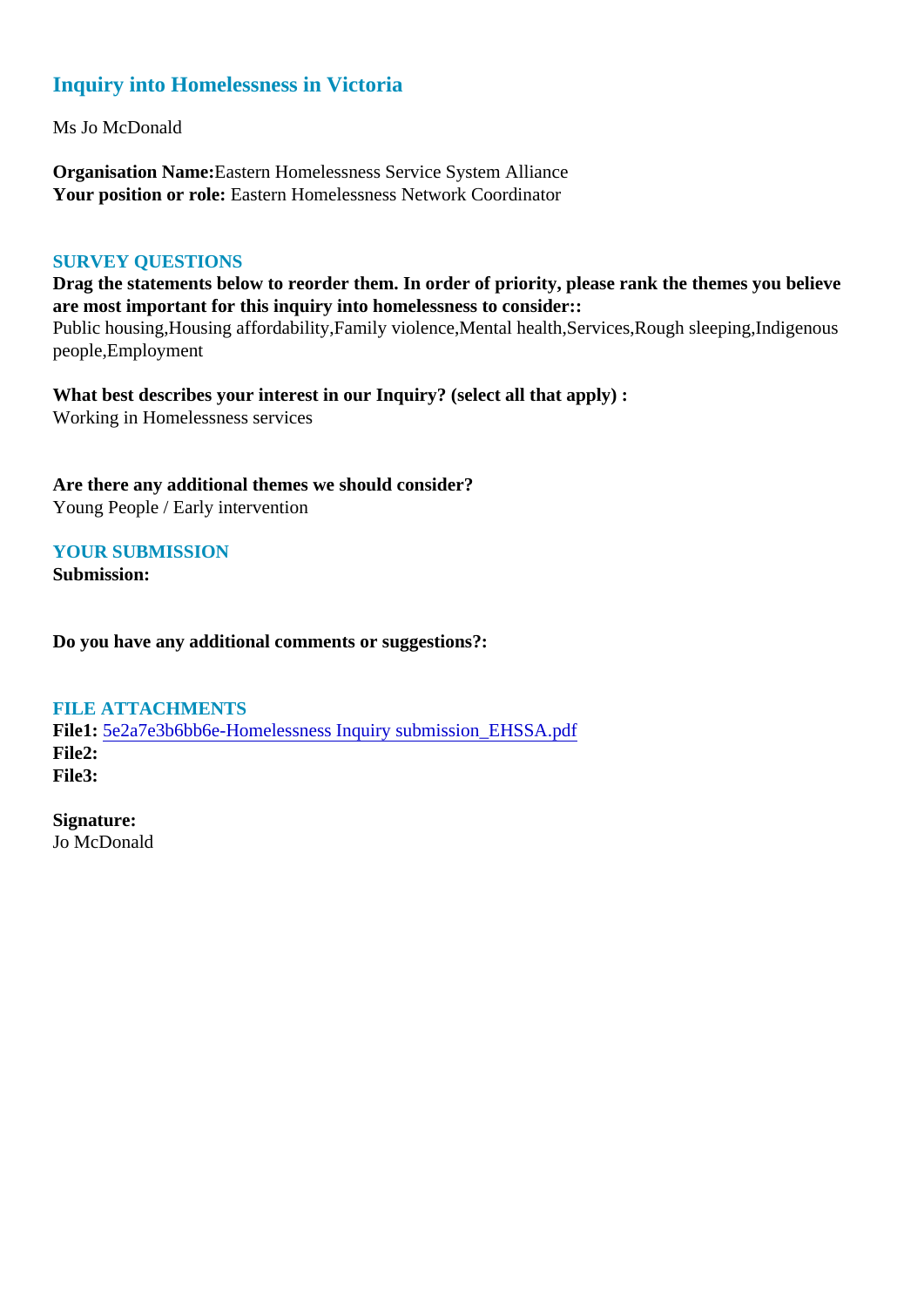# Inquiry into Homelessness in Victoria

Ms Jo McDonald

**Organisation Name:** Eastern Homelessness Service System Alliance
**Your position or role:** Eastern Homelessness Network Coordinator

## SURVEY QUESTIONS

**Drag the statements below to reorder them. In order of priority, please rank the themes you believe are most important for this inquiry into homelessness to consider::**
Public housing,Housing affordability,Family violence,Mental health,Services,Rough sleeping,Indigenous people,Employment

**What best describes your interest in our Inquiry? (select all that apply) :**
Working in Homelessness services

**Are there any additional themes we should consider?**
Young People / Early intervention

## YOUR SUBMISSION

**Submission:**

**Do you have any additional comments or suggestions?:**

## FILE ATTACHMENTS

**File1:** 5e2a7e3b6bb6e-Homelessness Inquiry submission_EHSSA.pdf
**File2:**
**File3:**

**Signature:**
Jo McDonald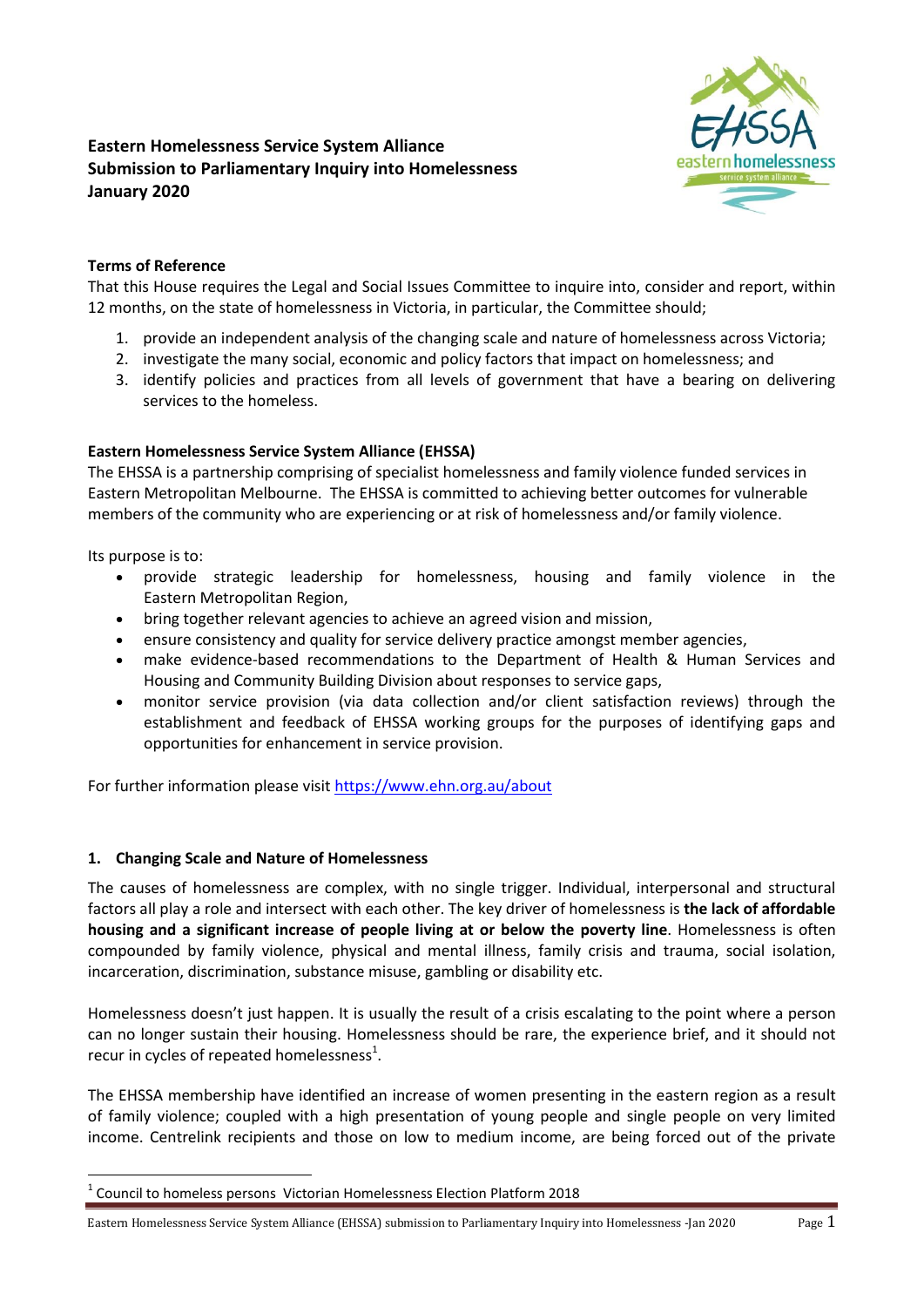# Eastern Homelessness Service System Alliance Submission to Parliamentary Inquiry into Homelessness January 2020

### Terms of Reference

That this House requires the Legal and Social Issues Committee to inquire into, consider and report, within 12 months, on the state of homelessness in Victoria, in particular, the Committee should;

1. provide an independent analysis of the changing scale and nature of homelessness across Victoria;
2. investigate the many social, economic and policy factors that impact on homelessness; and
3. identify policies and practices from all levels of government that have a bearing on delivering services to the homeless.

### Eastern Homelessness Service System Alliance (EHSSA)

The EHSSA is a partnership comprising of specialist homelessness and family violence funded services in Eastern Metropolitan Melbourne. The EHSSA is committed to achieving better outcomes for vulnerable members of the community who are experiencing or at risk of homelessness and/or family violence.

Its purpose is to:

- provide strategic leadership for homelessness, housing and family violence in the Eastern Metropolitan Region,
- bring together relevant agencies to achieve an agreed vision and mission,
- ensure consistency and quality for service delivery practice amongst member agencies,
- make evidence-based recommendations to the Department of Health & Human Services and Housing and Community Building Division about responses to service gaps,
- monitor service provision (via data collection and/or client satisfaction reviews) through the establishment and feedback of EHSSA working groups for the purposes of identifying gaps and opportunities for enhancement in service provision.

For further information please visit https://www.ehn.org.au/about

### 1. Changing Scale and Nature of Homelessness

The causes of homelessness are complex, with no single trigger. Individual, interpersonal and structural factors all play a role and intersect with each other. The key driver of homelessness is **the lack of affordable housing and a significant increase of people living at or below the poverty line**. Homelessness is often compounded by family violence, physical and mental illness, family crisis and trauma, social isolation, incarceration, discrimination, substance misuse, gambling or disability etc.

Homelessness doesn't just happen. It is usually the result of a crisis escalating to the point where a person can no longer sustain their housing. Homelessness should be rare, the experience brief, and it should not recur in cycles of repeated homelessness[1].

The EHSSA membership have identified an increase of women presenting in the eastern region as a result of family violence; coupled with a high presentation of young people and single people on very limited income. Centrelink recipients and those on low to medium income, are being forced out of the private

[1] Council to homeless persons Victorian Homelessness Election Platform 2018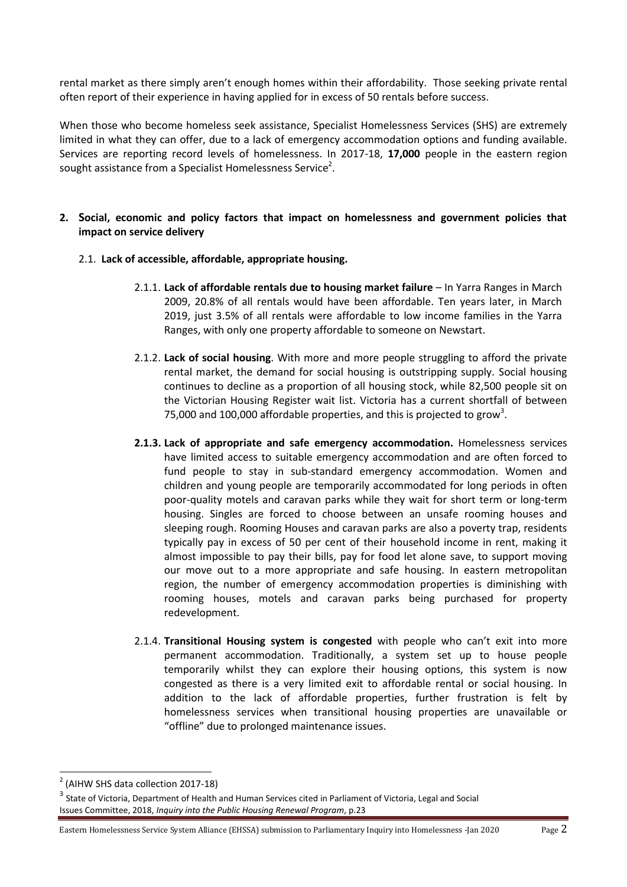rental market as there simply aren't enough homes within their affordability. Those seeking private rental often report of their experience in having applied for in excess of 50 rentals before success.

When those who become homeless seek assistance, Specialist Homelessness Services (SHS) are extremely limited in what they can offer, due to a lack of emergency accommodation options and funding available. Services are reporting record levels of homelessness. In 2017-18, **17,000** people in the eastern region sought assistance from a Specialist Homelessness Service[2].

**2. Social, economic and policy factors that impact on homelessness and government policies that impact on service delivery**

2.1. **Lack of accessible, affordable, appropriate housing.**

2.1.1. **Lack of affordable rentals due to housing market failure** – In Yarra Ranges in March 2009, 20.8% of all rentals would have been affordable. Ten years later, in March 2019, just 3.5% of all rentals were affordable to low income families in the Yarra Ranges, with only one property affordable to someone on Newstart.

2.1.2. **Lack of social housing**. With more and more people struggling to afford the private rental market, the demand for social housing is outstripping supply. Social housing continues to decline as a proportion of all housing stock, while 82,500 people sit on the Victorian Housing Register wait list. Victoria has a current shortfall of between 75,000 and 100,000 affordable properties, and this is projected to grow[3].

**2.1.3. Lack of appropriate and safe emergency accommodation.** Homelessness services have limited access to suitable emergency accommodation and are often forced to fund people to stay in sub-standard emergency accommodation. Women and children and young people are temporarily accommodated for long periods in often poor-quality motels and caravan parks while they wait for short term or long-term housing. Singles are forced to choose between an unsafe rooming houses and sleeping rough. Rooming Houses and caravan parks are also a poverty trap, residents typically pay in excess of 50 per cent of their household income in rent, making it almost impossible to pay their bills, pay for food let alone save, to support moving our move out to a more appropriate and safe housing. In eastern metropolitan region, the number of emergency accommodation properties is diminishing with rooming houses, motels and caravan parks being purchased for property redevelopment.

2.1.4. **Transitional Housing system is congested** with people who can't exit into more permanent accommodation. Traditionally, a system set up to house people temporarily whilst they can explore their housing options, this system is now congested as there is a very limited exit to affordable rental or social housing. In addition to the lack of affordable properties, further frustration is felt by homelessness services when transitional housing properties are unavailable or "offline" due to prolonged maintenance issues.

---

[2] (AIHW SHS data collection 2017-18)

[3] State of Victoria, Department of Health and Human Services cited in Parliament of Victoria, Legal and Social Issues Committee, 2018, *Inquiry into the Public Housing Renewal Program*, p.23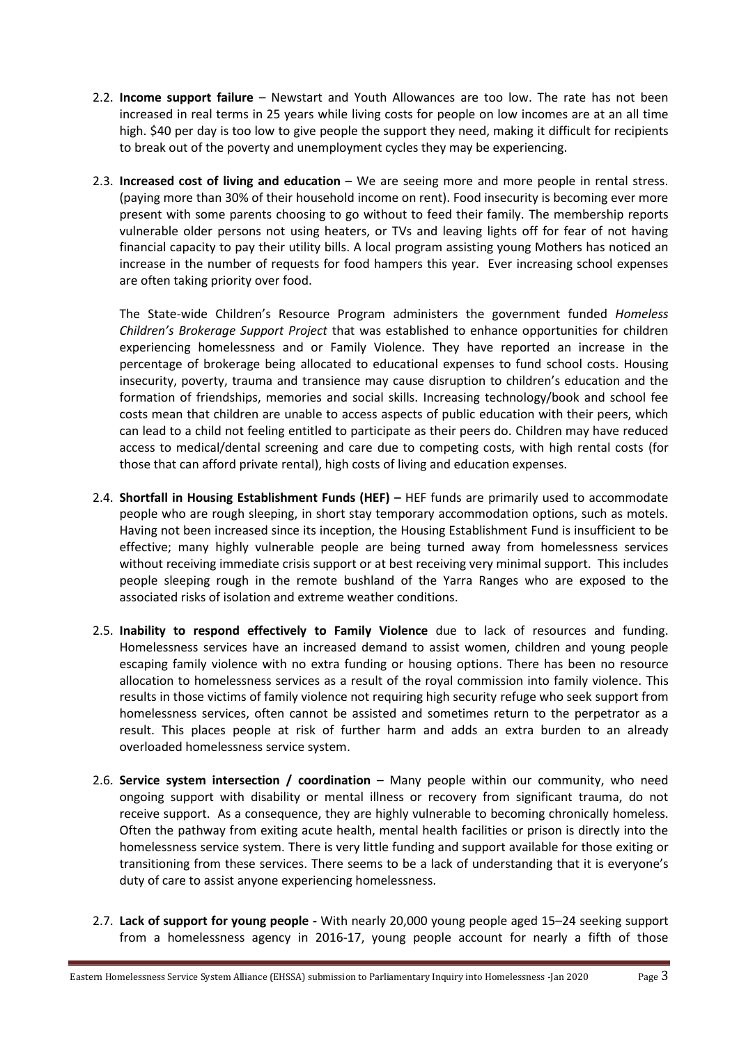2.2. **Income support failure** – Newstart and Youth Allowances are too low. The rate has not been increased in real terms in 25 years while living costs for people on low incomes are at an all time high. $40 per day is too low to give people the support they need, making it difficult for recipients to break out of the poverty and unemployment cycles they may be experiencing.

2.3. **Increased cost of living and education** – We are seeing more and more people in rental stress. (paying more than 30% of their household income on rent). Food insecurity is becoming ever more present with some parents choosing to go without to feed their family. The membership reports vulnerable older persons not using heaters, or TVs and leaving lights off for fear of not having financial capacity to pay their utility bills. A local program assisting young Mothers has noticed an increase in the number of requests for food hampers this year. Ever increasing school expenses are often taking priority over food.

   The State-wide Children's Resource Program administers the government funded *Homeless Children's Brokerage Support Project* that was established to enhance opportunities for children experiencing homelessness and or Family Violence. They have reported an increase in the percentage of brokerage being allocated to educational expenses to fund school costs. Housing insecurity, poverty, trauma and transience may cause disruption to children's education and the formation of friendships, memories and social skills. Increasing technology/book and school fee costs mean that children are unable to access aspects of public education with their peers, which can lead to a child not feeling entitled to participate as their peers do. Children may have reduced access to medical/dental screening and care due to competing costs, with high rental costs (for those that can afford private rental), high costs of living and education expenses.

2.4. **Shortfall in Housing Establishment Funds (HEF) –** HEF funds are primarily used to accommodate people who are rough sleeping, in short stay temporary accommodation options, such as motels. Having not been increased since its inception, the Housing Establishment Fund is insufficient to be effective; many highly vulnerable people are being turned away from homelessness services without receiving immediate crisis support or at best receiving very minimal support. This includes people sleeping rough in the remote bushland of the Yarra Ranges who are exposed to the associated risks of isolation and extreme weather conditions.

2.5. **Inability to respond effectively to Family Violence** due to lack of resources and funding. Homelessness services have an increased demand to assist women, children and young people escaping family violence with no extra funding or housing options. There has been no resource allocation to homelessness services as a result of the royal commission into family violence. This results in those victims of family violence not requiring high security refuge who seek support from homelessness services, often cannot be assisted and sometimes return to the perpetrator as a result. This places people at risk of further harm and adds an extra burden to an already overloaded homelessness service system.

2.6. **Service system intersection / coordination** – Many people within our community, who need ongoing support with disability or mental illness or recovery from significant trauma, do not receive support. As a consequence, they are highly vulnerable to becoming chronically homeless. Often the pathway from exiting acute health, mental health facilities or prison is directly into the homelessness service system. There is very little funding and support available for those exiting or transitioning from these services. There seems to be a lack of understanding that it is everyone's duty of care to assist anyone experiencing homelessness.

2.7. **Lack of support for young people -** With nearly 20,000 young people aged 15–24 seeking support from a homelessness agency in 2016-17, young people account for nearly a fifth of those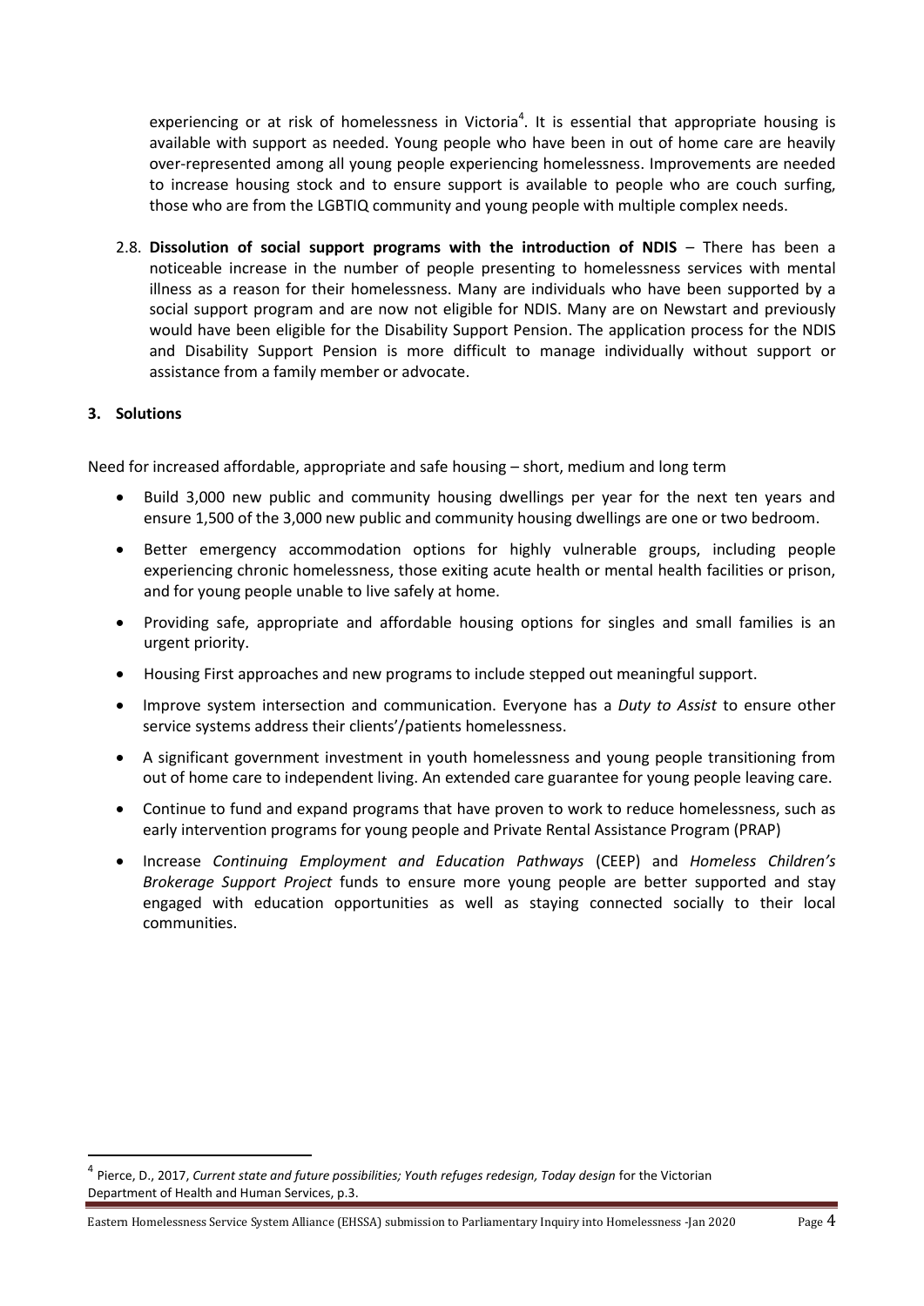experiencing or at risk of homelessness in Victoria[4]. It is essential that appropriate housing is available with support as needed. Young people who have been in out of home care are heavily over-represented among all young people experiencing homelessness. Improvements are needed to increase housing stock and to ensure support is available to people who are couch surfing, those who are from the LGBTIQ community and young people with multiple complex needs.

2.8. **Dissolution of social support programs with the introduction of NDIS** – There has been a noticeable increase in the number of people presenting to homelessness services with mental illness as a reason for their homelessness. Many are individuals who have been supported by a social support program and are now not eligible for NDIS. Many are on Newstart and previously would have been eligible for the Disability Support Pension. The application process for the NDIS and Disability Support Pension is more difficult to manage individually without support or assistance from a family member or advocate.

## 3. Solutions

Need for increased affordable, appropriate and safe housing – short, medium and long term

- Build 3,000 new public and community housing dwellings per year for the next ten years and ensure 1,500 of the 3,000 new public and community housing dwellings are one or two bedroom.
- Better emergency accommodation options for highly vulnerable groups, including people experiencing chronic homelessness, those exiting acute health or mental health facilities or prison, and for young people unable to live safely at home.
- Providing safe, appropriate and affordable housing options for singles and small families is an urgent priority.
- Housing First approaches and new programs to include stepped out meaningful support.
- Improve system intersection and communication. Everyone has a *Duty to Assist* to ensure other service systems address their clients'/patients homelessness.
- A significant government investment in youth homelessness and young people transitioning from out of home care to independent living. An extended care guarantee for young people leaving care.
- Continue to fund and expand programs that have proven to work to reduce homelessness, such as early intervention programs for young people and Private Rental Assistance Program (PRAP)
- Increase *Continuing Employment and Education Pathways* (CEEP) and *Homeless Children's Brokerage Support Project* funds to ensure more young people are better supported and stay engaged with education opportunities as well as staying connected socially to their local communities.

---

[4] Pierce, D., 2017, *Current state and future possibilities; Youth refuges redesign, Today design* for the Victorian Department of Health and Human Services, p.3.